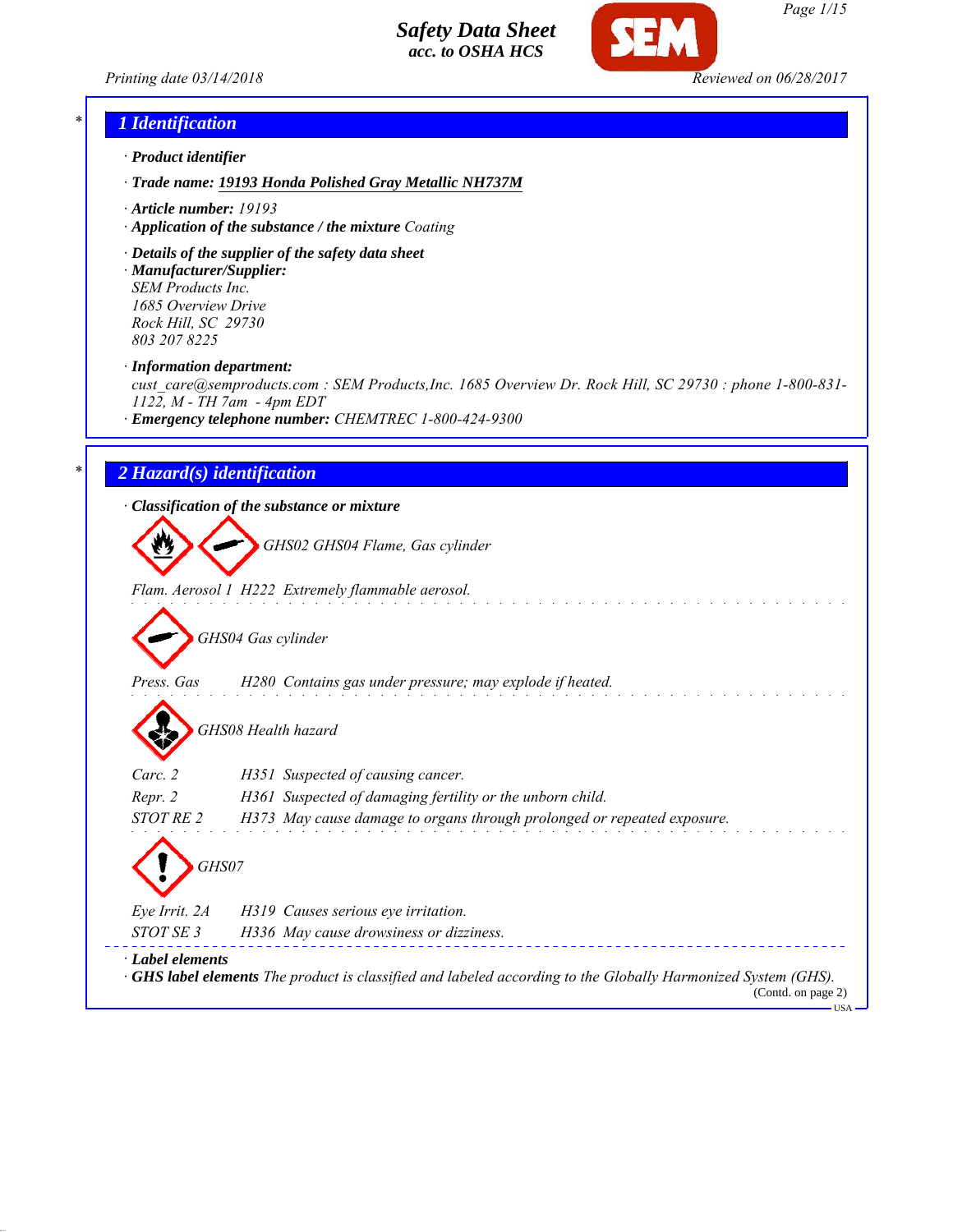# Safety Data Sheet
*acc. to OSHA HCS*

Printing date 03/14/2018 Reviewed on 06/28/2017

## 1 Identification

· **Product identifier**

· **Trade name: 19193 Honda Polished Gray Metallic NH737M**

· **Article number:** 19193

· **Application of the substance / the mixture** Coating

· **Details of the supplier of the safety data sheet**

· **Manufacturer/Supplier:**
SEM Products Inc.
1685 Overview Drive
Rock Hill, SC 29730
803 207 8225

· **Information department:**
cust_care@semproducts.com : SEM Products,Inc. 1685 Overview Dr. Rock Hill, SC 29730 : phone 1-800-831-1122, M - TH 7am - 4pm EDT

· **Emergency telephone number:** CHEMTREC 1-800-424-9300

## 2 Hazard(s) identification

· **Classification of the substance or mixture**

GHS02 GHS04 Flame, Gas cylinder

Flam. Aerosol 1 H222 Extremely flammable aerosol.

GHS04 Gas cylinder

Press. Gas H280 Contains gas under pressure; may explode if heated.

GHS08 Health hazard

Carc. 2 H351 Suspected of causing cancer.
Repr. 2 H361 Suspected of damaging fertility or the unborn child.
STOT RE 2 H373 May cause damage to organs through prolonged or repeated exposure.

GHS07

Eye Irrit. 2A H319 Causes serious eye irritation.
STOT SE 3 H336 May cause drowsiness or dizziness.

· **Label elements**

· **GHS label elements** The product is classified and labeled according to the Globally Harmonized System (GHS).

(Contd. on page 2)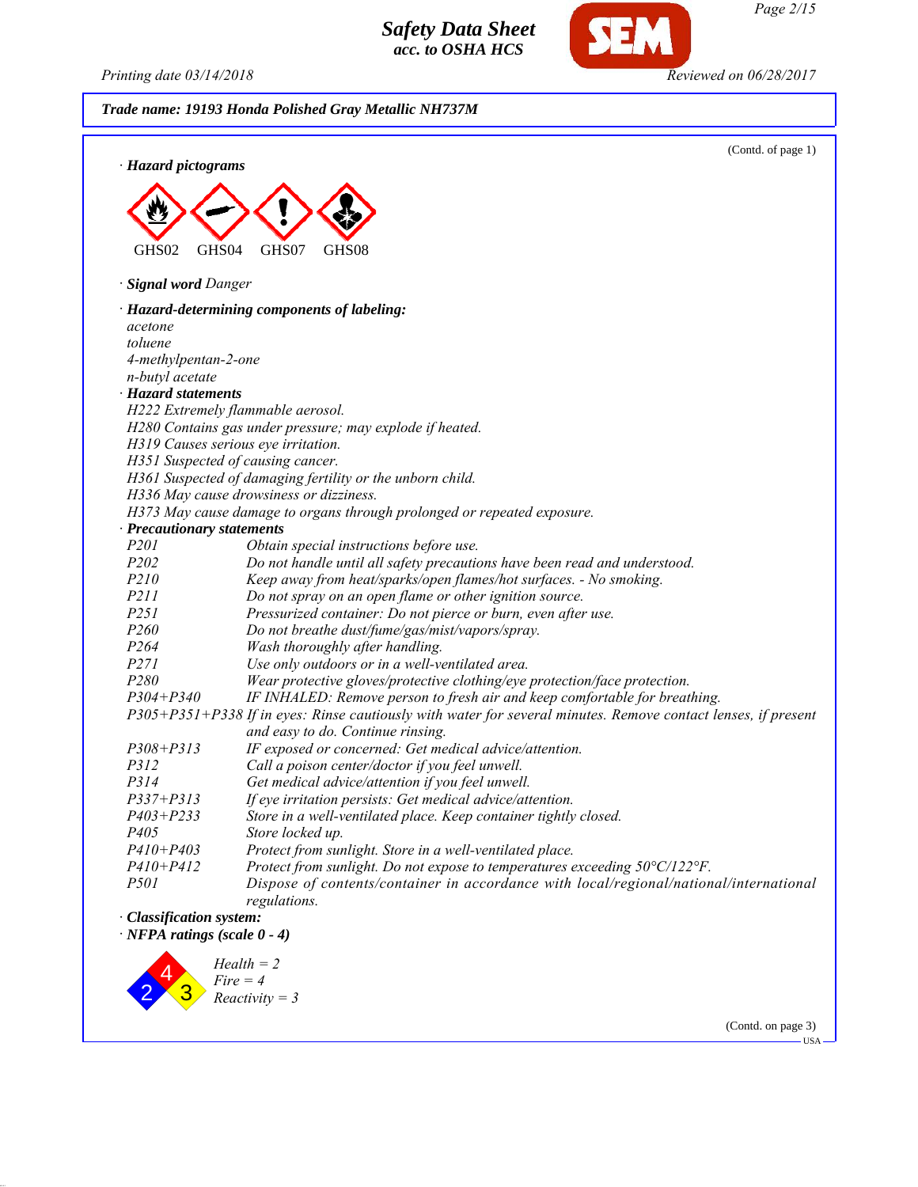Trade name: 19193 Honda Polished Gray Metallic NH737M

(Contd. of page 1)

· **Hazard pictograms**

GHS02 GHS04 GHS07 GHS08

· **Signal word** *Danger*

· **Hazard-determining components of labeling:**

*acetone*
*toluene*
*4-methylpentan-2-one*
*n-butyl acetate*

· **Hazard statements**

*H222 Extremely flammable aerosol.*
*H280 Contains gas under pressure; may explode if heated.*
*H319 Causes serious eye irritation.*
*H351 Suspected of causing cancer.*
*H361 Suspected of damaging fertility or the unborn child.*
*H336 May cause drowsiness or dizziness.*
*H373 May cause damage to organs through prolonged or repeated exposure.*

· **Precautionary statements**

| | |
|---|---|
| P201 | Obtain special instructions before use. |
| P202 | Do not handle until all safety precautions have been read and understood. |
| P210 | Keep away from heat/sparks/open flames/hot surfaces. - No smoking. |
| P211 | Do not spray on an open flame or other ignition source. |
| P251 | Pressurized container: Do not pierce or burn, even after use. |
| P260 | Do not breathe dust/fume/gas/mist/vapors/spray. |
| P264 | Wash thoroughly after handling. |
| P271 | Use only outdoors or in a well-ventilated area. |
| P280 | Wear protective gloves/protective clothing/eye protection/face protection. |
| P304+P340 | IF INHALED: Remove person to fresh air and keep comfortable for breathing. |
| P305+P351+P338 | If in eyes: Rinse cautiously with water for several minutes. Remove contact lenses, if present and easy to do. Continue rinsing. |
| P308+P313 | IF exposed or concerned: Get medical advice/attention. |
| P312 | Call a poison center/doctor if you feel unwell. |
| P314 | Get medical advice/attention if you feel unwell. |
| P337+P313 | If eye irritation persists: Get medical advice/attention. |
| P403+P233 | Store in a well-ventilated place. Keep container tightly closed. |
| P405 | Store locked up. |
| P410+P403 | Protect from sunlight. Store in a well-ventilated place. |
| P410+P412 | Protect from sunlight. Do not expose to temperatures exceeding 50°C/122°F. |
| P501 | Dispose of contents/container in accordance with local/regional/national/international regulations. |

· **Classification system:**

· **NFPA ratings (scale 0 - 4)**

*Health = 2*
*Fire = 4*
*Reactivity = 3*

(Contd. on page 3)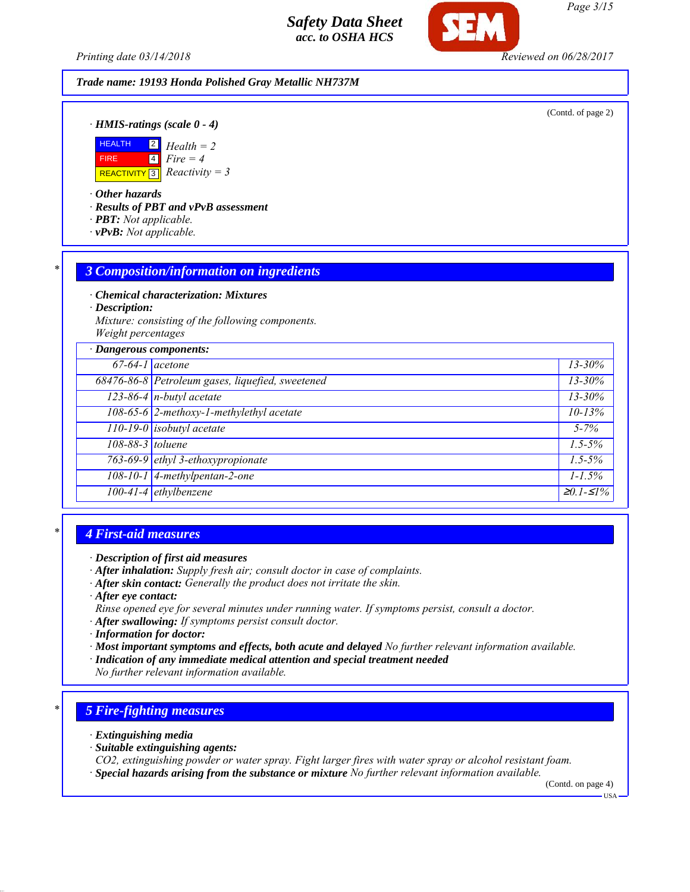Trade name: 19193 Honda Polished Gray Metallic NH737M

(Contd. of page 2)

· **HMIS-ratings (scale 0 - 4)**

| | | |
|---|---|---|
| HEALTH | 2 | *Health = 2* |
| FIRE | 4 | *Fire = 4* |
| REACTIVITY | 3 | *Reactivity = 3* |

· **Other hazards**
· **Results of PBT and vPvB assessment**
· **PBT:** *Not applicable.*
· **vPvB:** *Not applicable.*

## 3 Composition/information on ingredients

· **Chemical characterization: Mixtures**
· **Description:**
*Mixture: consisting of the following components.*
*Weight percentages*

| · Dangerous components: | | |
|---|---|---|
| 67-64-1 | acetone | 13-30% |
| 68476-86-8 | Petroleum gases, liquefied, sweetened | 13-30% |
| 123-86-4 | n-butyl acetate | 13-30% |
| 108-65-6 | 2-methoxy-1-methylethyl acetate | 10-13% |
| 110-19-0 | isobutyl acetate | 5-7% |
| 108-88-3 | toluene | 1.5-5% |
| 763-69-9 | ethyl 3-ethoxypropionate | 1.5-5% |
| 108-10-1 | 4-methylpentan-2-one | 1-1.5% |
| 100-41-4 | ethylbenzene | ≥0.1-≤1% |

## 4 First-aid measures

· **Description of first aid measures**
· **After inhalation:** *Supply fresh air; consult doctor in case of complaints.*
· **After skin contact:** *Generally the product does not irritate the skin.*
· **After eye contact:**
*Rinse opened eye for several minutes under running water. If symptoms persist, consult a doctor.*
· **After swallowing:** *If symptoms persist consult doctor.*
· **Information for doctor:**
· **Most important symptoms and effects, both acute and delayed** *No further relevant information available.*
· **Indication of any immediate medical attention and special treatment needed**
*No further relevant information available.*

## 5 Fire-fighting measures

· **Extinguishing media**
· **Suitable extinguishing agents:**
*$CO_2$, extinguishing powder or water spray. Fight larger fires with water spray or alcohol resistant foam.*
· **Special hazards arising from the substance or mixture** *No further relevant information available.*

(Contd. on page 4)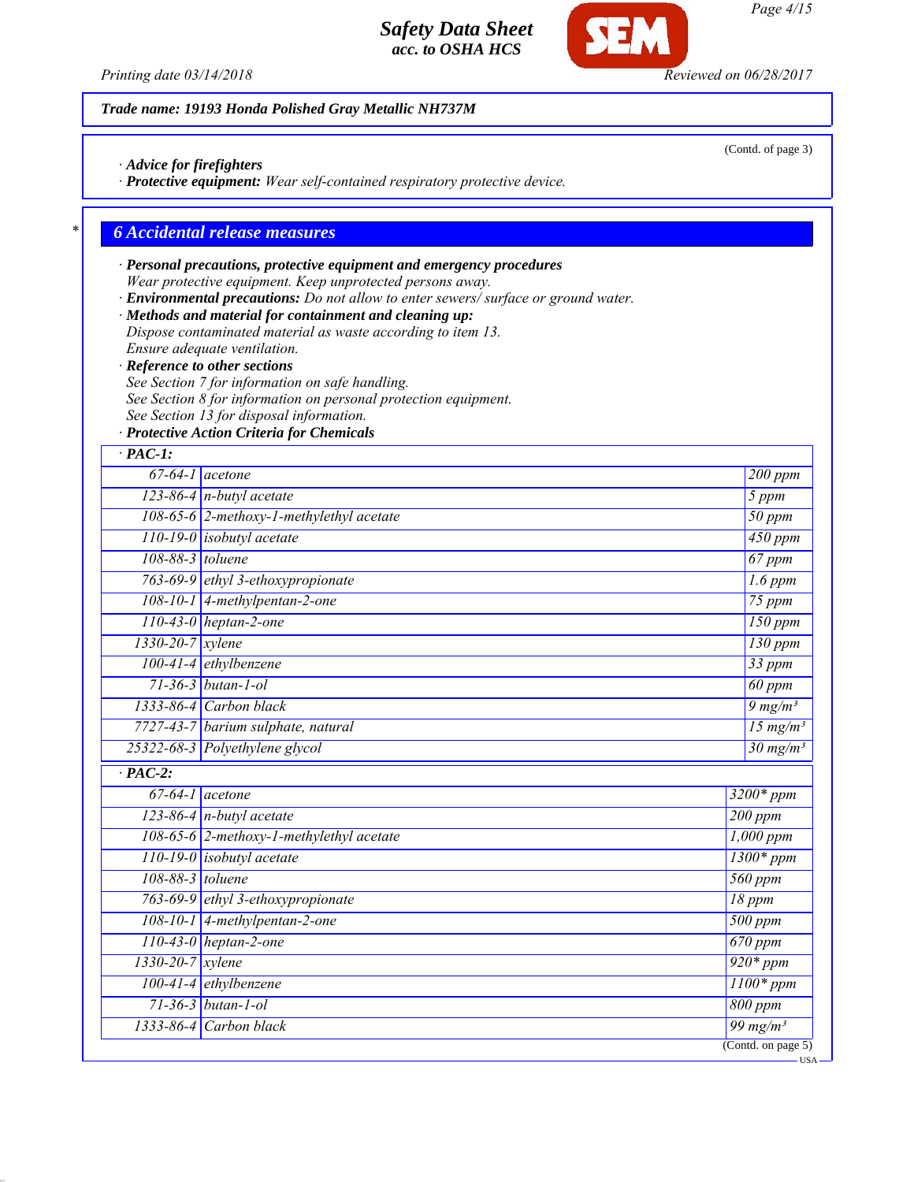Trade name: 19193 Honda Polished Gray Metallic NH737M

(Contd. of page 3)

· **Advice for firefighters**
· **Protective equipment:** *Wear self-contained respiratory protective device.*

## 6 Accidental release measures

· **Personal precautions, protective equipment and emergency procedures**
*Wear protective equipment. Keep unprotected persons away.*
· **Environmental precautions:** *Do not allow to enter sewers/ surface or ground water.*
· **Methods and material for containment and cleaning up:**
*Dispose contaminated material as waste according to item 13.*
*Ensure adequate ventilation.*
· **Reference to other sections**
*See Section 7 for information on safe handling.*
*See Section 8 for information on personal protection equipment.*
*See Section 13 for disposal information.*
· **Protective Action Criteria for Chemicals**

| · PAC-1: | | |
|---|---|---|
| 67-64-1 | acetone | 200 ppm |
| 123-86-4 | n-butyl acetate | 5 ppm |
| 108-65-6 | 2-methoxy-1-methylethyl acetate | 50 ppm |
| 110-19-0 | isobutyl acetate | 450 ppm |
| 108-88-3 | toluene | 67 ppm |
| 763-69-9 | ethyl 3-ethoxypropionate | 1.6 ppm |
| 108-10-1 | 4-methylpentan-2-one | 75 ppm |
| 110-43-0 | heptan-2-one | 150 ppm |
| 1330-20-7 | xylene | 130 ppm |
| 100-41-4 | ethylbenzene | 33 ppm |
| 71-36-3 | butan-1-ol | 60 ppm |
| 1333-86-4 | Carbon black | 9 mg/m³ |
| 7727-43-7 | barium sulphate, natural | 15 mg/m³ |
| 25322-68-3 | Polyethylene glycol | 30 mg/m³ |

| · PAC-2: | | |
|---|---|---|
| 67-64-1 | acetone | 3200* ppm |
| 123-86-4 | n-butyl acetate | 200 ppm |
| 108-65-6 | 2-methoxy-1-methylethyl acetate | 1,000 ppm |
| 110-19-0 | isobutyl acetate | 1300* ppm |
| 108-88-3 | toluene | 560 ppm |
| 763-69-9 | ethyl 3-ethoxypropionate | 18 ppm |
| 108-10-1 | 4-methylpentan-2-one | 500 ppm |
| 110-43-0 | heptan-2-one | 670 ppm |
| 1330-20-7 | xylene | 920* ppm |
| 100-41-4 | ethylbenzene | 1100* ppm |
| 71-36-3 | butan-1-ol | 800 ppm |
| 1333-86-4 | Carbon black | 99 mg/m³ |

(Contd. on page 5)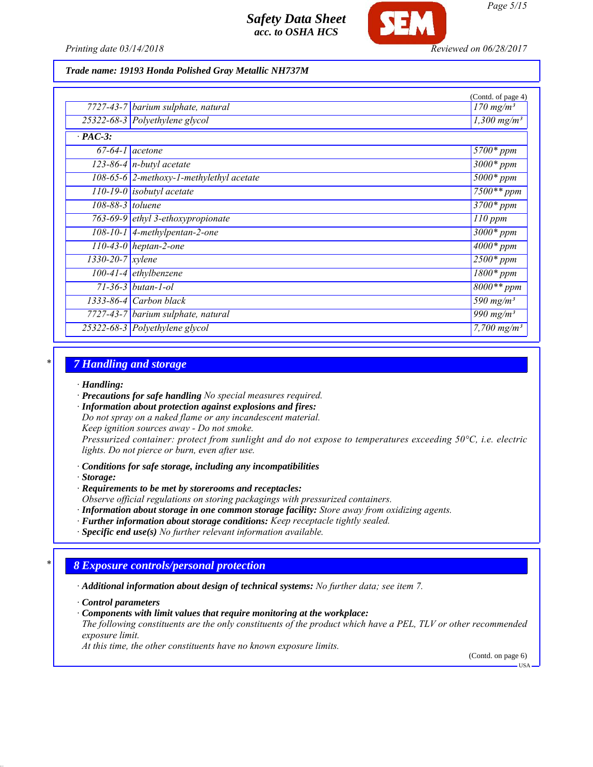Trade name: 19193 Honda Polished Gray Metallic NH737M

(Contd. of page 4)

| | | |
|---|---|---|
| 7727-43-7 | barium sulphate, natural | 170 mg/m³ |
| 25322-68-3 | Polyethylene glycol | 1,300 mg/m³ |
| **· PAC-3:** | | |
| 67-64-1 | acetone | 5700* ppm |
| 123-86-4 | n-butyl acetate | 3000* ppm |
| 108-65-6 | 2-methoxy-1-methylethyl acetate | 5000* ppm |
| 110-19-0 | isobutyl acetate | 7500** ppm |
| 108-88-3 | toluene | 3700* ppm |
| 763-69-9 | ethyl 3-ethoxypropionate | 110 ppm |
| 108-10-1 | 4-methylpentan-2-one | 3000* ppm |
| 110-43-0 | heptan-2-one | 4000* ppm |
| 1330-20-7 | xylene | 2500* ppm |
| 100-41-4 | ethylbenzene | 1800* ppm |
| 71-36-3 | butan-1-ol | 8000** ppm |
| 1333-86-4 | Carbon black | 590 mg/m³ |
| 7727-43-7 | barium sulphate, natural | 990 mg/m³ |
| 25322-68-3 | Polyethylene glycol | 7,700 mg/m³ |

## 7 Handling and storage

- · **Handling:**
- · **Precautions for safe handling** No special measures required.
- · **Information about protection against explosions and fires:**
  Do not spray on a naked flame or any incandescent material.
  Keep ignition sources away - Do not smoke.
  Pressurized container: protect from sunlight and do not expose to temperatures exceeding 50°C, i.e. electric lights. Do not pierce or burn, even after use.
- · **Conditions for safe storage, including any incompatibilities**
- · **Storage:**
- · **Requirements to be met by storerooms and receptacles:**
  Observe official regulations on storing packagings with pressurized containers.
- · **Information about storage in one common storage facility:** Store away from oxidizing agents.
- · **Further information about storage conditions:** Keep receptacle tightly sealed.
- · **Specific end use(s)** No further relevant information available.

## 8 Exposure controls/personal protection

- · **Additional information about design of technical systems:** No further data; see item 7.
- · **Control parameters**
- · **Components with limit values that require monitoring at the workplace:**
  The following constituents are the only constituents of the product which have a PEL, TLV or other recommended exposure limit.
  At this time, the other constituents have no known exposure limits.

(Contd. on page 6)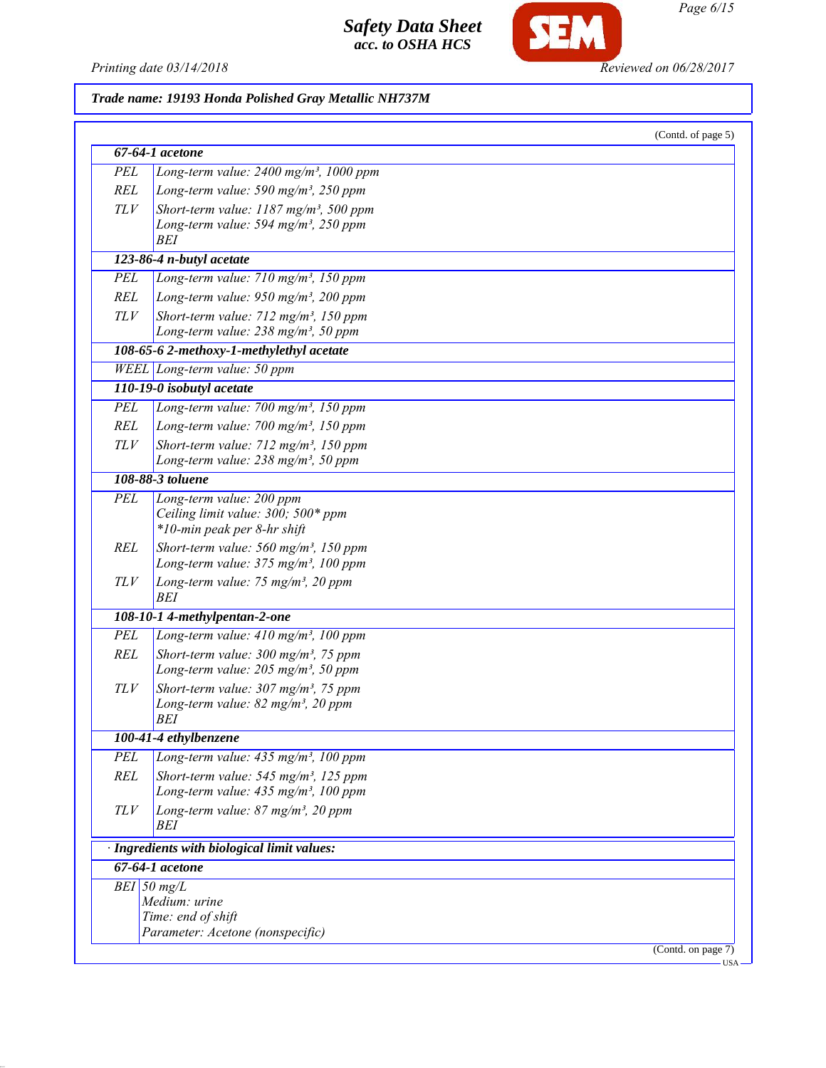**Trade name: 19193 Honda Polished Gray Metallic NH737M**

(Contd. of page 5)

| **67-64-1 acetone** | |
|---|---|
| PEL | Long-term value: 2400 mg/m³, 1000 ppm |
| REL | Long-term value: 590 mg/m³, 250 ppm |
| TLV | Short-term value: 1187 mg/m³, 500 ppm<br>Long-term value: 594 mg/m³, 250 ppm<br>BEI |
| **123-86-4 n-butyl acetate** | |
| PEL | Long-term value: 710 mg/m³, 150 ppm |
| REL | Long-term value: 950 mg/m³, 200 ppm |
| TLV | Short-term value: 712 mg/m³, 150 ppm<br>Long-term value: 238 mg/m³, 50 ppm |
| **108-65-6 2-methoxy-1-methylethyl acetate** | |
| WEEL | Long-term value: 50 ppm |
| **110-19-0 isobutyl acetate** | |
| PEL | Long-term value: 700 mg/m³, 150 ppm |
| REL | Long-term value: 700 mg/m³, 150 ppm |
| TLV | Short-term value: 712 mg/m³, 150 ppm<br>Long-term value: 238 mg/m³, 50 ppm |
| **108-88-3 toluene** | |
| PEL | Long-term value: 200 ppm<br>Ceiling limit value: 300; 500* ppm<br>*10-min peak per 8-hr shift |
| REL | Short-term value: 560 mg/m³, 150 ppm<br>Long-term value: 375 mg/m³, 100 ppm |
| TLV | Long-term value: 75 mg/m³, 20 ppm<br>BEI |
| **108-10-1 4-methylpentan-2-one** | |
| PEL | Long-term value: 410 mg/m³, 100 ppm |
| REL | Short-term value: 300 mg/m³, 75 ppm<br>Long-term value: 205 mg/m³, 50 ppm |
| TLV | Short-term value: 307 mg/m³, 75 ppm<br>Long-term value: 82 mg/m³, 20 ppm<br>BEI |
| **100-41-4 ethylbenzene** | |
| PEL | Long-term value: 435 mg/m³, 100 ppm |
| REL | Short-term value: 545 mg/m³, 125 ppm<br>Long-term value: 435 mg/m³, 100 ppm |
| TLV | Long-term value: 87 mg/m³, 20 ppm<br>BEI |

· **Ingredients with biological limit values:**

| **67-64-1 acetone** | |
|---|---|
| BEI | 50 mg/L<br>Medium: urine<br>Time: end of shift<br>Parameter: Acetone (nonspecific) |

(Contd. on page 7)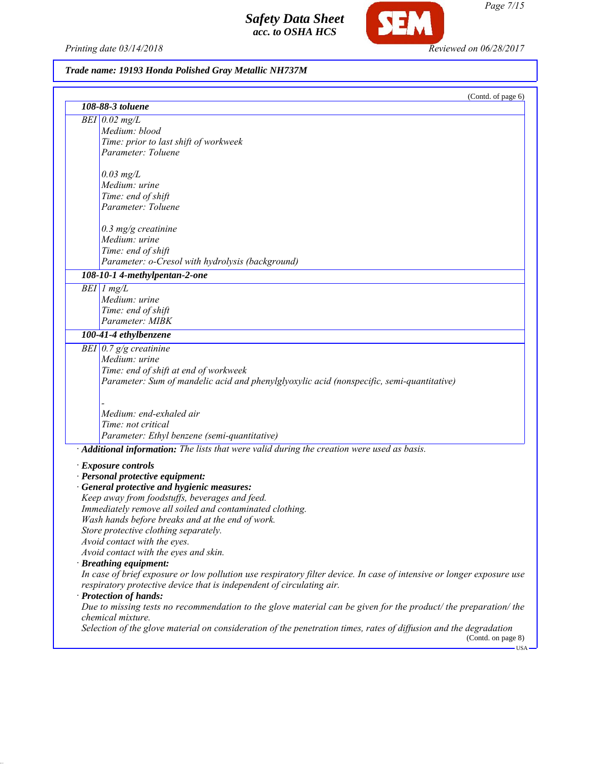**Trade name: 19193 Honda Polished Gray Metallic NH737M**

(Contd. of page 6)

| **108-88-3 toluene** | |
|---|---|
| BEI | 0.02 mg/L<br>Medium: blood<br>Time: prior to last shift of workweek<br>Parameter: Toluene<br><br>0.03 mg/L<br>Medium: urine<br>Time: end of shift<br>Parameter: Toluene<br><br>0.3 mg/g creatinine<br>Medium: urine<br>Time: end of shift<br>Parameter: o-Cresol with hydrolysis (background) |
| **108-10-1 4-methylpentan-2-one** | |
| BEI | 1 mg/L<br>Medium: urine<br>Time: end of shift<br>Parameter: MIBK |
| **100-41-4 ethylbenzene** | |
| BEI | 0.7 g/g creatinine<br>Medium: urine<br>Time: end of shift at end of workweek<br>Parameter: Sum of mandelic acid and phenylglyoxylic acid (nonspecific, semi-quantitative)<br><br>-<br>Medium: end-exhaled air<br>Time: not critical<br>Parameter: Ethyl benzene (semi-quantitative) |

· **Additional information:** The lists that were valid during the creation were used as basis.

· **Exposure controls**
· **Personal protective equipment:**
· **General protective and hygienic measures:**
Keep away from foodstuffs, beverages and feed.
Immediately remove all soiled and contaminated clothing.
Wash hands before breaks and at the end of work.
Store protective clothing separately.
Avoid contact with the eyes.
Avoid contact with the eyes and skin.
· **Breathing equipment:**
In case of brief exposure or low pollution use respiratory filter device. In case of intensive or longer exposure use respiratory protective device that is independent of circulating air.
· **Protection of hands:**
Due to missing tests no recommendation to the glove material can be given for the product/ the preparation/ the chemical mixture.
Selection of the glove material on consideration of the penetration times, rates of diffusion and the degradation

(Contd. on page 8)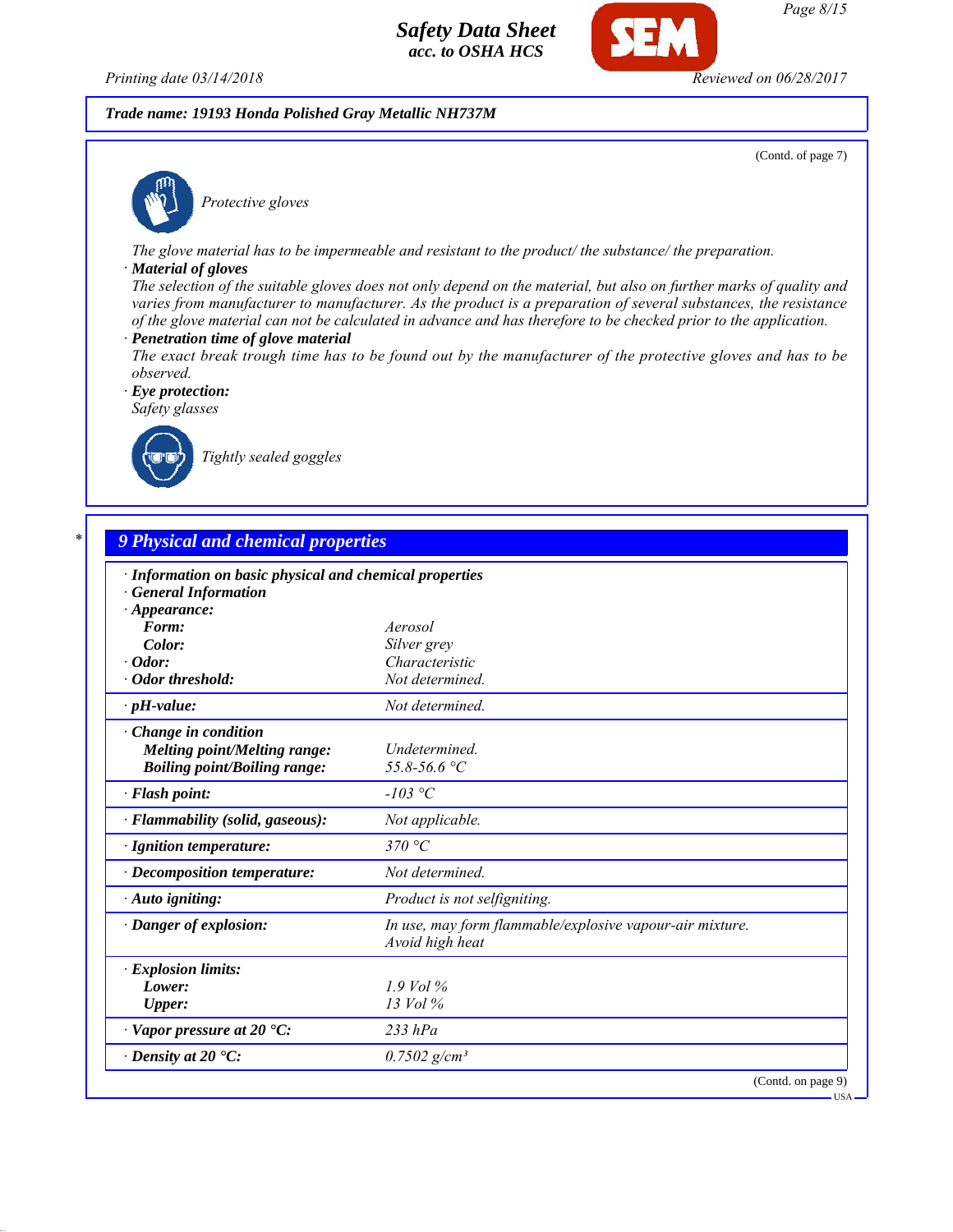Trade name: 19193 Honda Polished Gray Metallic NH737M

(Contd. of page 7)

Protective gloves

The glove material has to be impermeable and resistant to the product/ the substance/ the preparation.

· **Material of gloves**

The selection of the suitable gloves does not only depend on the material, but also on further marks of quality and varies from manufacturer to manufacturer. As the product is a preparation of several substances, the resistance of the glove material can not be calculated in advance and has therefore to be checked prior to the application.

· **Penetration time of glove material**

The exact break trough time has to be found out by the manufacturer of the protective gloves and has to be observed.

· **Eye protection:**

Safety glasses

Tightly sealed goggles

## 9 Physical and chemical properties

· **Information on basic physical and chemical properties**
· **General Information**
· **Appearance:**

| | |
|---|---|
| **Form:** | Aerosol |
| **Color:** | Silver grey |
| **· Odor:** | Characteristic |
| **· Odor threshold:** | Not determined. |
| **· pH-value:** | Not determined. |
| **· Change in condition** | |
| **Melting point/Melting range:** | Undetermined. |
| **Boiling point/Boiling range:** | 55.8-56.6 °C |
| **· Flash point:** | -103 °C |
| **· Flammability (solid, gaseous):** | Not applicable. |
| **· Ignition temperature:** | 370 °C |
| **· Decomposition temperature:** | Not determined. |
| **· Auto igniting:** | Product is not selfigniting. |
| **· Danger of explosion:** | In use, may form flammable/explosive vapour-air mixture. Avoid high heat |
| **· Explosion limits:** | |
| **Lower:** | 1.9 Vol % |
| **Upper:** | 13 Vol % |
| **· Vapor pressure at 20 °C:** | 233 hPa |
| **· Density at 20 °C:** | 0.7502 g/cm³ |

(Contd. on page 9)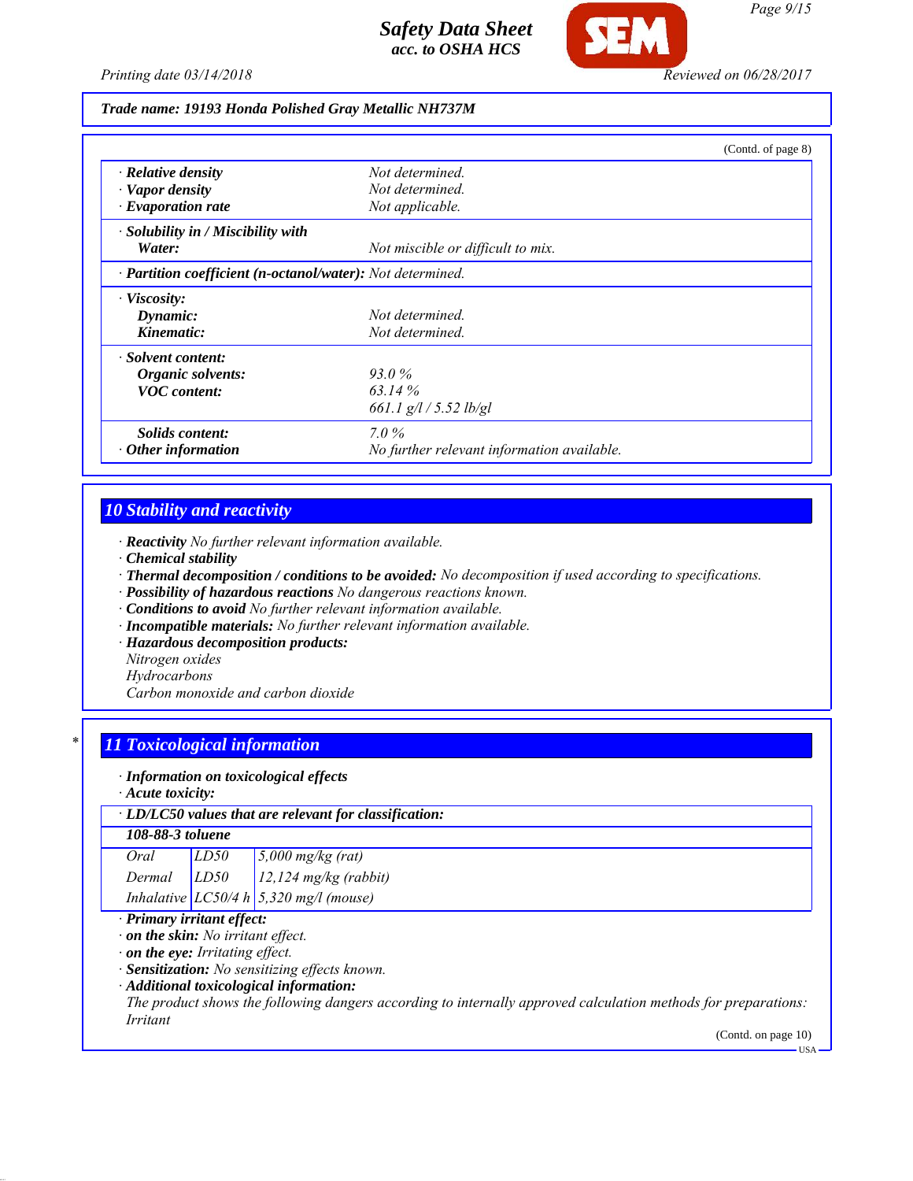**Trade name: 19193 Honda Polished Gray Metallic NH737M**

(Contd. of page 8)

| | |
|---|---|
| · **Relative density** | Not determined. |
| · **Vapor density** | Not determined. |
| · **Evaporation rate** | Not applicable. |
| · **Solubility in / Miscibility with Water:** | Not miscible or difficult to mix. |
| · **Partition coefficient (n-octanol/water):** | Not determined. |
| · **Viscosity:** | |
| **Dynamic:** | Not determined. |
| **Kinematic:** | Not determined. |
| · **Solvent content:** | |
| **Organic solvents:** | 93.0 % |
| **VOC content:** | 63.14 % |
| | 661.1 g/l / 5.52 lb/gl |
| **Solids content:** | 7.0 % |
| · **Other information** | No further relevant information available. |

## 10 Stability and reactivity

· **Reactivity** No further relevant information available.
· **Chemical stability**
· **Thermal decomposition / conditions to be avoided:** No decomposition if used according to specifications.
· **Possibility of hazardous reactions** No dangerous reactions known.
· **Conditions to avoid** No further relevant information available.
· **Incompatible materials:** No further relevant information available.
· **Hazardous decomposition products:**
Nitrogen oxides
Hydrocarbons
Carbon monoxide and carbon dioxide

## 11 Toxicological information

· **Information on toxicological effects**
· **Acute toxicity:**

| · **LD/LC50 values that are relevant for classification:** | | |
|---|---|---|
| **108-88-3 toluene** | | |
| Oral | LD50 | 5,000 mg/kg (rat) |
| Dermal | LD50 | 12,124 mg/kg (rabbit) |
| Inhalative | LC50/4 h | 5,320 mg/l (mouse) |

· **Primary irritant effect:**
· **on the skin:** No irritant effect.
· **on the eye:** Irritating effect.
· **Sensitization:** No sensitizing effects known.
· **Additional toxicological information:**
The product shows the following dangers according to internally approved calculation methods for preparations:
Irritant

(Contd. on page 10)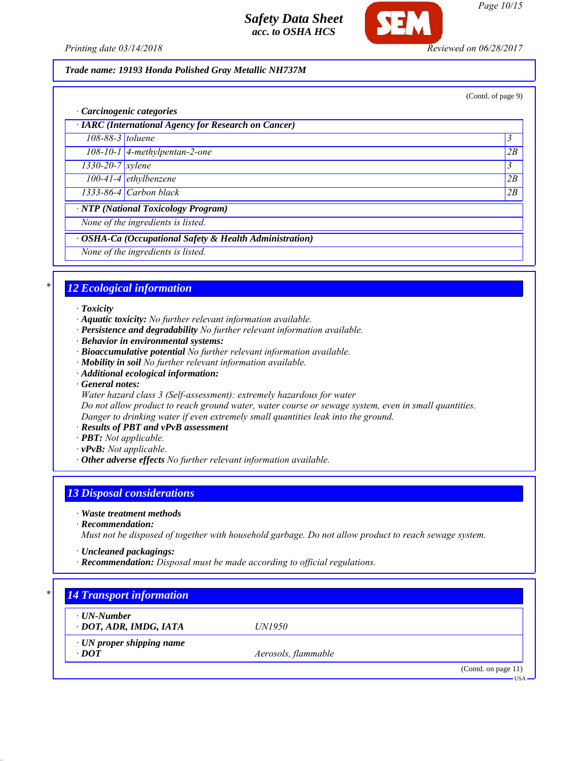Trade name: 19193 Honda Polished Gray Metallic NH737M

(Contd. of page 9)

· **Carcinogenic categories**

· **IARC (International Agency for Research on Cancer)**

| | | |
|---|---|---|
| 108-88-3 | toluene | 3 |
| 108-10-1 | 4-methylpentan-2-one | 2B |
| 1330-20-7 | xylene | 3 |
| 100-41-4 | ethylbenzene | 2B |
| 1333-86-4 | Carbon black | 2B |

· **NTP (National Toxicology Program)**

None of the ingredients is listed.

· **OSHA-Ca (Occupational Safety & Health Administration)**

None of the ingredients is listed.

## 12 Ecological information

· **Toxicity**
· **Aquatic toxicity:** No further relevant information available.
· **Persistence and degradability** No further relevant information available.
· **Behavior in environmental systems:**
· **Bioaccumulative potential** No further relevant information available.
· **Mobility in soil** No further relevant information available.
· **Additional ecological information:**
· **General notes:**
Water hazard class 3 (Self-assessment): extremely hazardous for water
Do not allow product to reach ground water, water course or sewage system, even in small quantities.
Danger to drinking water if even extremely small quantities leak into the ground.
· **Results of PBT and vPvB assessment**
· **PBT:** Not applicable.
· **vPvB:** Not applicable.
· **Other adverse effects** No further relevant information available.

## 13 Disposal considerations

· **Waste treatment methods**
· **Recommendation:**
Must not be disposed of together with household garbage. Do not allow product to reach sewage system.

· **Uncleaned packagings:**
· **Recommendation:** Disposal must be made according to official regulations.

## 14 Transport information

| | |
|---|---|
| · **UN-Number** | |
| · **DOT, ADR, IMDG, IATA** | UN1950 |
| · **UN proper shipping name** | |
| · **DOT** | Aerosols, flammable |

(Contd. on page 11)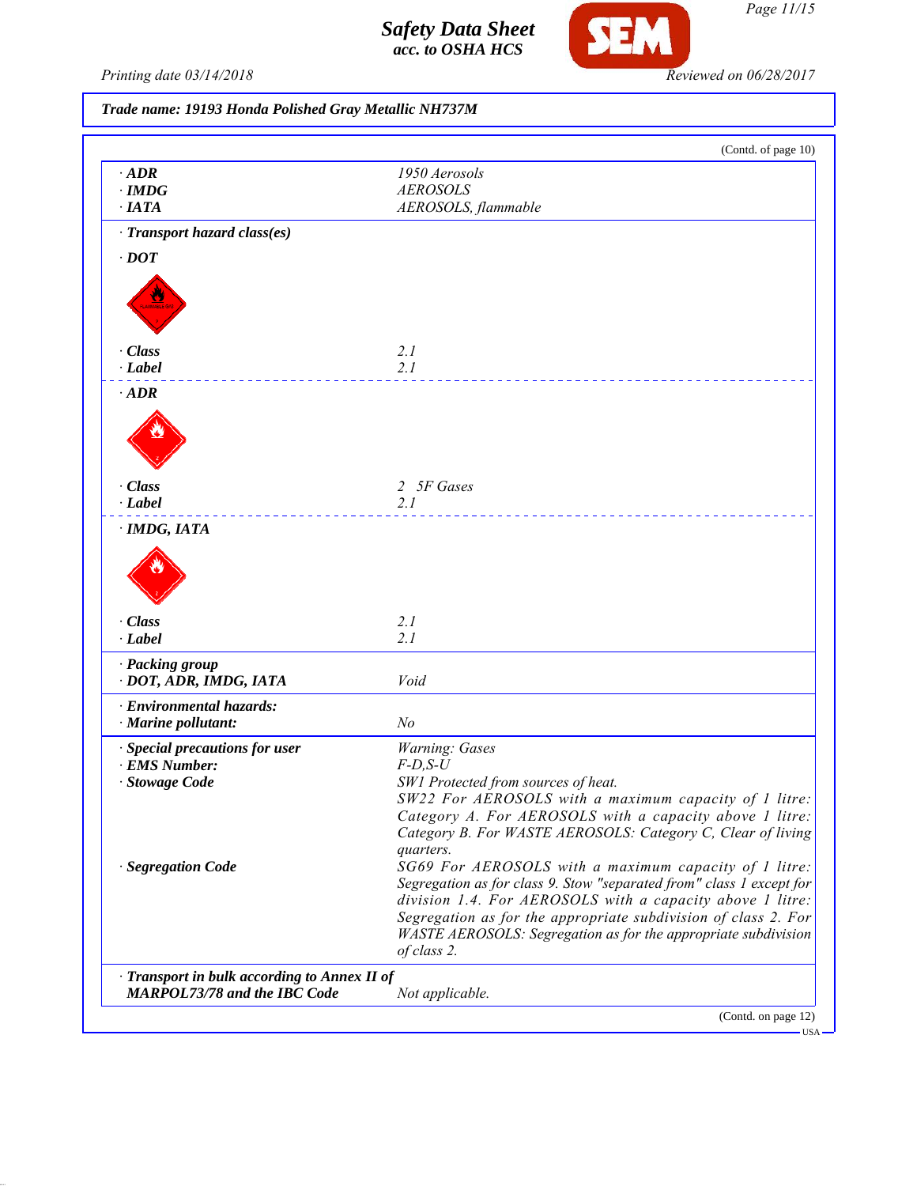**Trade name: 19193 Honda Polished Gray Metallic NH737M**

(Contd. of page 10)

| | |
|---|---|
| · **ADR** | 1950 Aerosols |
| · **IMDG** | AEROSOLS |
| · **IATA** | AEROSOLS, flammable |

· **Transport hazard class(es)**

· **DOT**

| | |
|---|---|
| · **Class** | 2.1 |
| · **Label** | 2.1 |

· **ADR**

| | |
|---|---|
| · **Class** | 2 5F Gases |
| · **Label** | 2.1 |

· **IMDG, IATA**

| | |
|---|---|
| · **Class** | 2.1 |
| · **Label** | 2.1 |

| | |
|---|---|
| · **Packing group** | |
| · **DOT, ADR, IMDG, IATA** | Void |
| · **Environmental hazards:** | |
| · **Marine pollutant:** | No |
| · **Special precautions for user** | Warning: Gases |
| · **EMS Number:** | F-D,S-U |
| · **Stowage Code** | SW1 Protected from sources of heat. SW22 For AEROSOLS with a maximum capacity of 1 litre: Category A. For AEROSOLS with a capacity above 1 litre: Category B. For WASTE AEROSOLS: Category C, Clear of living quarters. |
| · **Segregation Code** | SG69 For AEROSOLS with a maximum capacity of 1 litre: Segregation as for class 9. Stow "separated from" class 1 except for division 1.4. For AEROSOLS with a capacity above 1 litre: Segregation as for the appropriate subdivision of class 2. For WASTE AEROSOLS: Segregation as for the appropriate subdivision of class 2. |
| · **Transport in bulk according to Annex II of MARPOL73/78 and the IBC Code** | Not applicable. |

(Contd. on page 12)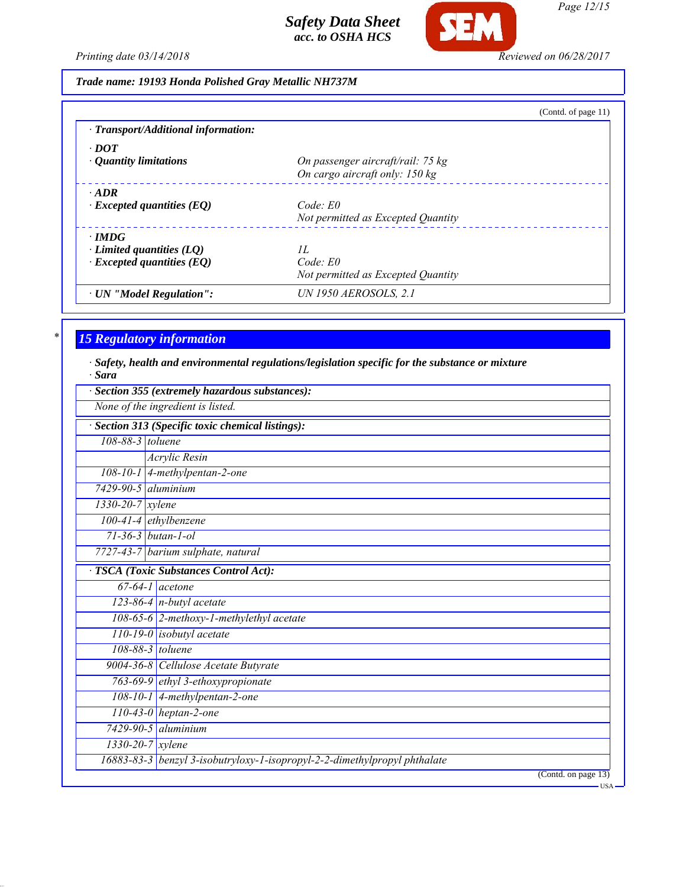**Trade name: 19193 Honda Polished Gray Metallic NH737M**

(Contd. of page 11)

· **Transport/Additional information:**

| | |
|---|---|
| · **DOT** | |
| · **Quantity limitations** | *On passenger aircraft/rail: 75 kg* |
| | *On cargo aircraft only: 150 kg* |
| · **ADR** | |
| · **Excepted quantities (EQ)** | *Code: E0* |
| | *Not permitted as Excepted Quantity* |
| · **IMDG** | |
| · **Limited quantities (LQ)** | *1L* |
| · **Excepted quantities (EQ)** | *Code: E0* |
| | *Not permitted as Excepted Quantity* |
| · **UN "Model Regulation":** | *UN 1950 AEROSOLS, 2.1* |

## 15 Regulatory information

· **Safety, health and environmental regulations/legislation specific for the substance or mixture**
· **Sara**

· **Section 355 (extremely hazardous substances):**

*None of the ingredient is listed.*

· **Section 313 (Specific toxic chemical listings):**

| | |
|---|---|
| 108-88-3 | toluene |
| | Acrylic Resin |
| 108-10-1 | 4-methylpentan-2-one |
| 7429-90-5 | aluminium |
| 1330-20-7 | xylene |
| 100-41-4 | ethylbenzene |
| 71-36-3 | butan-1-ol |
| 7727-43-7 | barium sulphate, natural |

· **TSCA (Toxic Substances Control Act):**

| | |
|---|---|
| 67-64-1 | acetone |
| 123-86-4 | n-butyl acetate |
| 108-65-6 | 2-methoxy-1-methylethyl acetate |
| 110-19-0 | isobutyl acetate |
| 108-88-3 | toluene |
| 9004-36-8 | Cellulose Acetate Butyrate |
| 763-69-9 | ethyl 3-ethoxypropionate |
| 108-10-1 | 4-methylpentan-2-one |
| 110-43-0 | heptan-2-one |
| 7429-90-5 | aluminium |
| 1330-20-7 | xylene |
| 16883-83-3 | benzyl 3-isobutryloxy-1-isopropyl-2-2-dimethylpropyl phthalate |

(Contd. on page 13)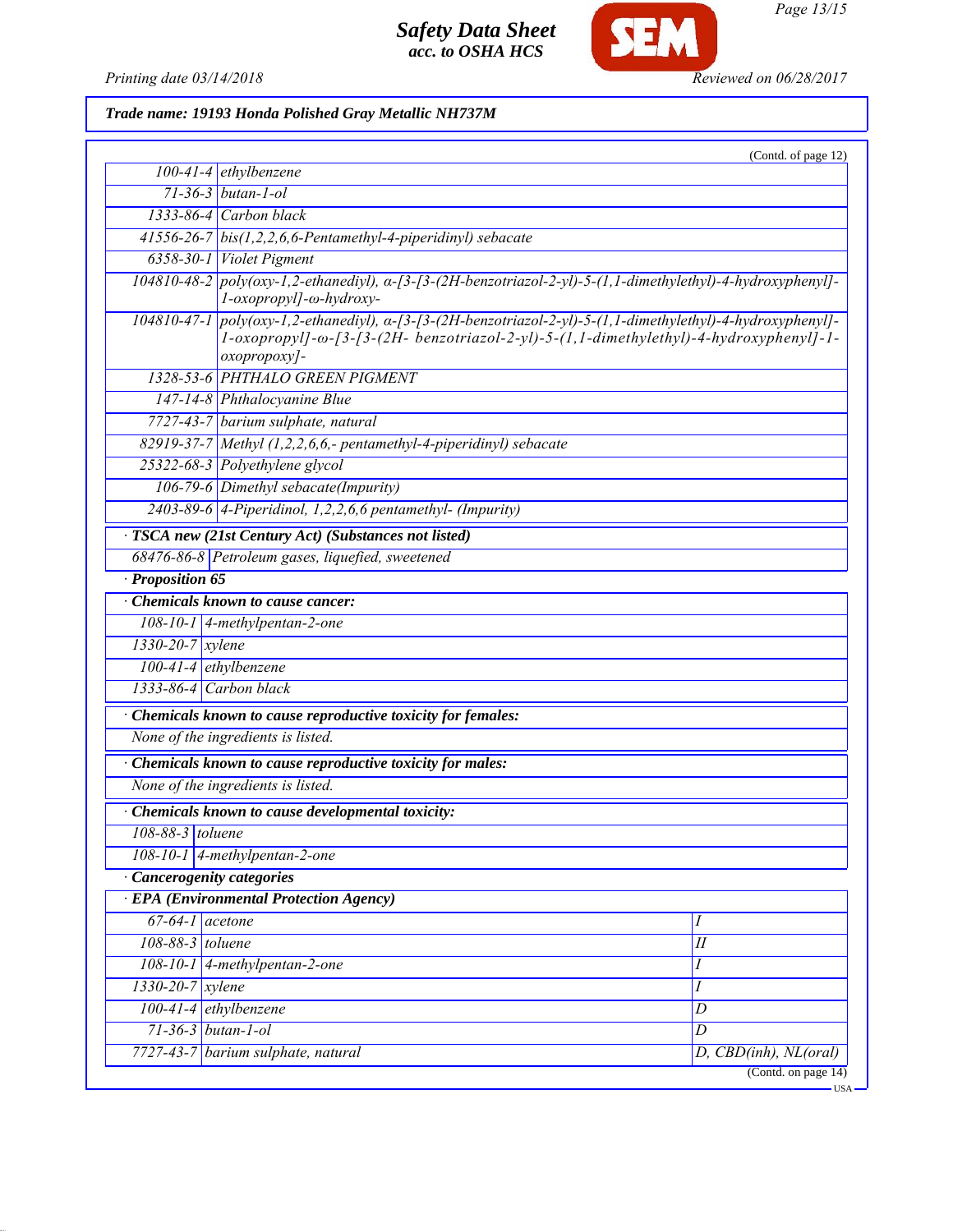**Trade name: 19193 Honda Polished Gray Metallic NH737M**

(Contd. of page 12)

| | |
|---|---|
| 100-41-4 | ethylbenzene |
| 71-36-3 | butan-1-ol |
| 1333-86-4 | Carbon black |
| 41556-26-7 | bis(1,2,2,6,6-Pentamethyl-4-piperidinyl) sebacate |
| 6358-30-1 | Violet Pigment |
| 104810-48-2 | poly(oxy-1,2-ethanediyl), α-[3-[3-(2H-benzotriazol-2-yl)-5-(1,1-dimethylethyl)-4-hydroxyphenyl]-1-oxopropyl]-ω-hydroxy- |
| 104810-47-1 | poly(oxy-1,2-ethanediyl), α-[3-[3-(2H-benzotriazol-2-yl)-5-(1,1-dimethylethyl)-4-hydroxyphenyl]-1-oxopropyl]-ω-[3-[3-(2H- benzotriazol-2-yl)-5-(1,1-dimethylethyl)-4-hydroxyphenyl]-1-oxopropoxy]- |
| 1328-53-6 | PHTHALO GREEN PIGMENT |
| 147-14-8 | Phthalocyanine Blue |
| 7727-43-7 | barium sulphate, natural |
| 82919-37-7 | Methyl (1,2,2,6,6,- pentamethyl-4-piperidinyl) sebacate |
| 25322-68-3 | Polyethylene glycol |
| 106-79-6 | Dimethyl sebacate(Impurity) |
| 2403-89-6 | 4-Piperidinol, 1,2,2,6,6 pentamethyl- (Impurity) |

· **TSCA new (21st Century Act) (Substances not listed)**

| | |
|---|---|
| 68476-86-8 | Petroleum gases, liquefied, sweetened |

· **Proposition 65**

· **Chemicals known to cause cancer:**

| | |
|---|---|
| 108-10-1 | 4-methylpentan-2-one |
| 1330-20-7 | xylene |
| 100-41-4 | ethylbenzene |
| 1333-86-4 | Carbon black |

· **Chemicals known to cause reproductive toxicity for females:**

None of the ingredients is listed.

· **Chemicals known to cause reproductive toxicity for males:**

None of the ingredients is listed.

· **Chemicals known to cause developmental toxicity:**

| | |
|---|---|
| 108-88-3 | toluene |
| 108-10-1 | 4-methylpentan-2-one |

· **Cancerogenity categories**

· **EPA (Environmental Protection Agency)**

| | | |
|---|---|---|
| 67-64-1 | acetone | I |
| 108-88-3 | toluene | II |
| 108-10-1 | 4-methylpentan-2-one | I |
| 1330-20-7 | xylene | I |
| 100-41-4 | ethylbenzene | D |
| 71-36-3 | butan-1-ol | D |
| 7727-43-7 | barium sulphate, natural | D, CBD(inh), NL(oral) |

(Contd. on page 14)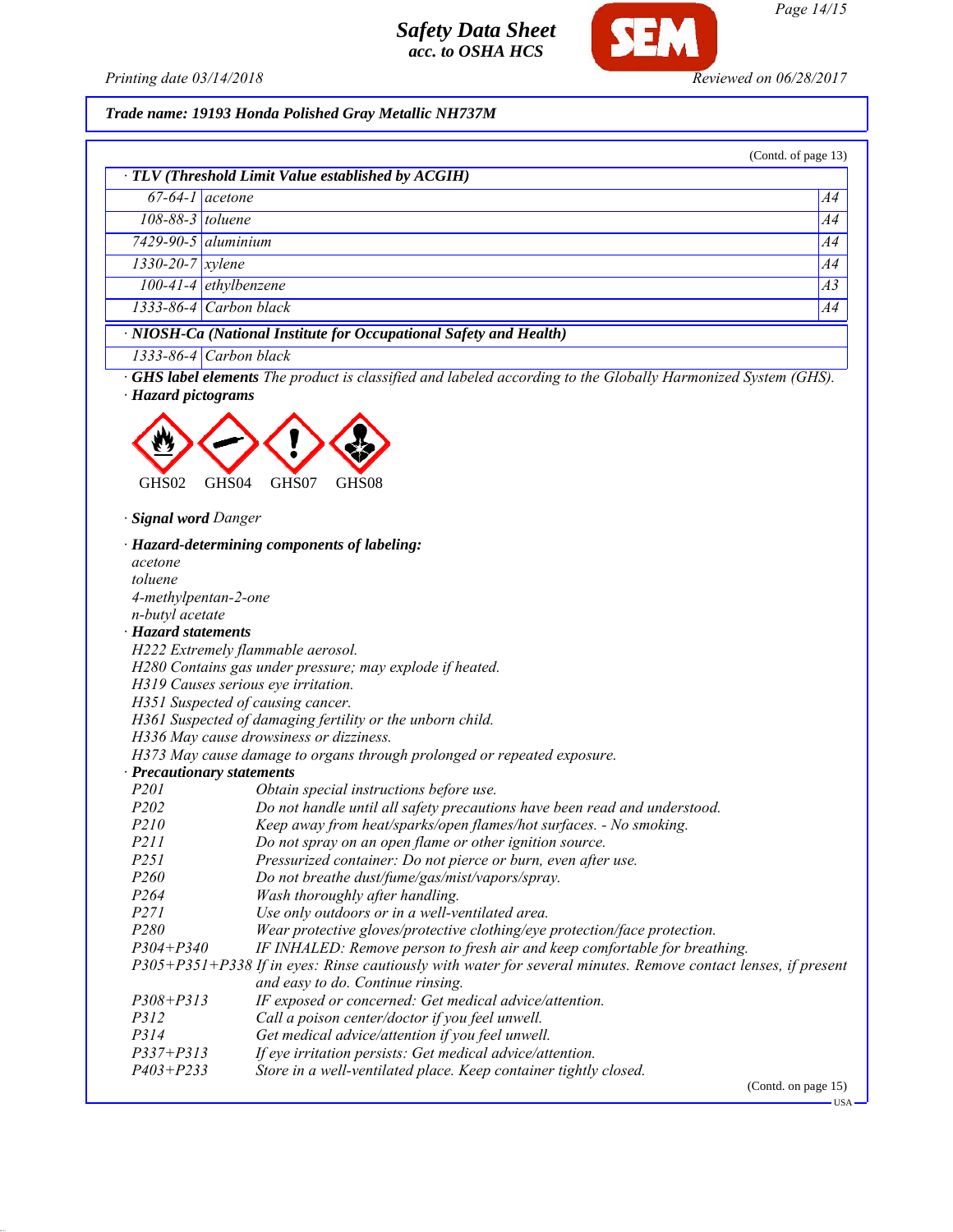**Trade name: 19193 Honda Polished Gray Metallic NH737M**

(Contd. of page 13)

| · TLV (Threshold Limit Value established by ACGIH) | | |
|---|---|---|
| 67-64-1 | acetone | A4 |
| 108-88-3 | toluene | A4 |
| 7429-90-5 | aluminium | A4 |
| 1330-20-7 | xylene | A4 |
| 100-41-4 | ethylbenzene | A3 |
| 1333-86-4 | Carbon black | A4 |

| · NIOSH-Ca (National Institute for Occupational Safety and Health) | |
|---|---|
| 1333-86-4 | Carbon black |

· **GHS label elements** The product is classified and labeled according to the Globally Harmonized System (GHS).

· **Hazard pictograms**

GHS02 GHS04 GHS07 GHS08

· **Signal word** Danger

· **Hazard-determining components of labeling:**
acetone
toluene
4-methylpentan-2-one
n-butyl acetate

· **Hazard statements**
H222 Extremely flammable aerosol.
H280 Contains gas under pressure; may explode if heated.
H319 Causes serious eye irritation.
H351 Suspected of causing cancer.
H361 Suspected of damaging fertility or the unborn child.
H336 May cause drowsiness or dizziness.
H373 May cause damage to organs through prolonged or repeated exposure.

· **Precautionary statements**

| | |
|---|---|
| P201 | Obtain special instructions before use. |
| P202 | Do not handle until all safety precautions have been read and understood. |
| P210 | Keep away from heat/sparks/open flames/hot surfaces. - No smoking. |
| P211 | Do not spray on an open flame or other ignition source. |
| P251 | Pressurized container: Do not pierce or burn, even after use. |
| P260 | Do not breathe dust/fume/gas/mist/vapors/spray. |
| P264 | Wash thoroughly after handling. |
| P271 | Use only outdoors or in a well-ventilated area. |
| P280 | Wear protective gloves/protective clothing/eye protection/face protection. |
| P304+P340 | IF INHALED: Remove person to fresh air and keep comfortable for breathing. |
| P305+P351+P338 | If in eyes: Rinse cautiously with water for several minutes. Remove contact lenses, if present and easy to do. Continue rinsing. |
| P308+P313 | IF exposed or concerned: Get medical advice/attention. |
| P312 | Call a poison center/doctor if you feel unwell. |
| P314 | Get medical advice/attention if you feel unwell. |
| P337+P313 | If eye irritation persists: Get medical advice/attention. |
| P403+P233 | Store in a well-ventilated place. Keep container tightly closed. |

(Contd. on page 15)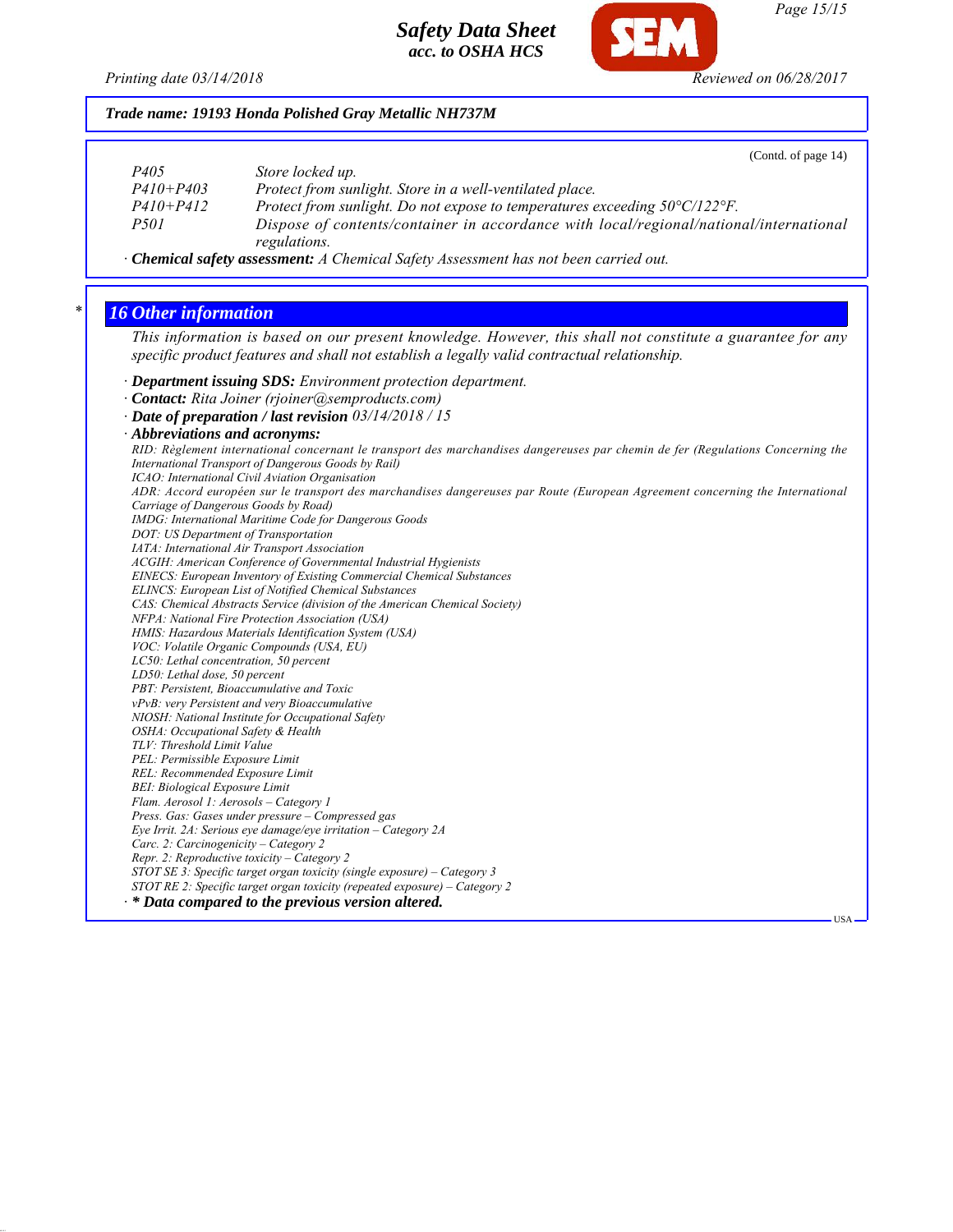Trade name: 19193 Honda Polished Gray Metallic NH737M

(Contd. of page 14)

| | |
|---|---|
| P405 | Store locked up. |
| P410+P403 | Protect from sunlight. Store in a well-ventilated place. |
| P410+P412 | Protect from sunlight. Do not expose to temperatures exceeding 50°C/122°F. |
| P501 | Dispose of contents/container in accordance with local/regional/national/international regulations. |

· **Chemical safety assessment:** A Chemical Safety Assessment has not been carried out.

## * 16 Other information

This information is based on our present knowledge. However, this shall not constitute a guarantee for any specific product features and shall not establish a legally valid contractual relationship.

· **Department issuing SDS:** Environment protection department.

· **Contact:** Rita Joiner (rjoiner@semproducts.com)

· **Date of preparation / last revision** 03/14/2018 / 15

· **Abbreviations and acronyms:**

RID: Règlement international concernant le transport des marchandises dangereuses par chemin de fer (Regulations Concerning the International Transport of Dangerous Goods by Rail)
ICAO: International Civil Aviation Organisation
ADR: Accord européen sur le transport des marchandises dangereuses par Route (European Agreement concerning the International Carriage of Dangerous Goods by Road)
IMDG: International Maritime Code for Dangerous Goods
DOT: US Department of Transportation
IATA: International Air Transport Association
ACGIH: American Conference of Governmental Industrial Hygienists
EINECS: European Inventory of Existing Commercial Chemical Substances
ELINCS: European List of Notified Chemical Substances
CAS: Chemical Abstracts Service (division of the American Chemical Society)
NFPA: National Fire Protection Association (USA)
HMIS: Hazardous Materials Identification System (USA)
VOC: Volatile Organic Compounds (USA, EU)
LC50: Lethal concentration, 50 percent
LD50: Lethal dose, 50 percent
PBT: Persistent, Bioaccumulative and Toxic
vPvB: very Persistent and very Bioaccumulative
NIOSH: National Institute for Occupational Safety
OSHA: Occupational Safety & Health
TLV: Threshold Limit Value
PEL: Permissible Exposure Limit
REL: Recommended Exposure Limit
BEI: Biological Exposure Limit
Flam. Aerosol 1: Aerosols – Category 1
Press. Gas: Gases under pressure – Compressed gas
Eye Irrit. 2A: Serious eye damage/eye irritation – Category 2A
Carc. 2: Carcinogenicity – Category 2
Repr. 2: Reproductive toxicity – Category 2
STOT SE 3: Specific target organ toxicity (single exposure) – Category 3
STOT RE 2: Specific target organ toxicity (repeated exposure) – Category 2

· **\* Data compared to the previous version altered.**

USA